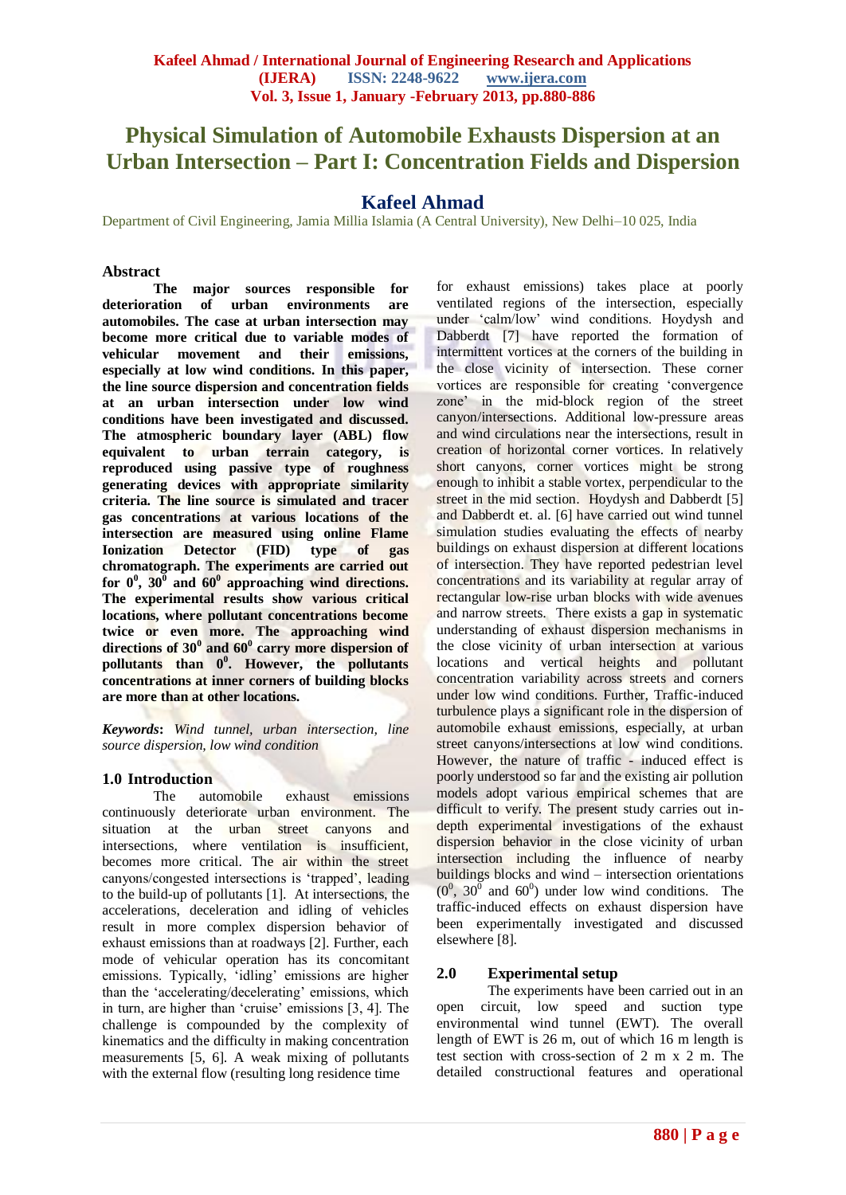# Physical Simulation of Automobile Exhausts Dispersion at an Urban Intersection – Part I: Concentration Fields and Dispersion

## Kafeel Ahmad

Department of Civil Engineering, Jamia Millia Islamia (A Central University), New Delhi–10 025, India

### Abstract

**The major sources responsible for deterioration of urban environments are automobiles. The case at urban intersection may become more critical due to variable modes of vehicular movement and their emissions, especially at low wind conditions. In this paper, the line source dispersion and concentration fields at an urban intersection under low wind conditions have been investigated and discussed. The atmospheric boundary layer (ABL) flow equivalent to urban terrain category, is reproduced using passive type of roughness generating devices with appropriate similarity criteria. The line source is simulated and tracer gas concentrations at various locations of the intersection are measured using online Flame Ionization Detector (FID) type of gas chromatograph. The experiments are carried out for $0^0$, $30^0$ and $60^0$ approaching wind directions. The experimental results show various critical locations, where pollutant concentrations become twice or even more. The approaching wind directions of $30^0$ and $60^0$ carry more dispersion of pollutants than $0^0$. However, the pollutants concentrations at inner corners of building blocks are more than at other locations.**

***Keywords*:** *Wind tunnel, urban intersection, line source dispersion, low wind condition*

## 1.0 Introduction

The automobile exhaust emissions continuously deteriorate urban environment. The situation at the urban street canyons and intersections, where ventilation is insufficient, becomes more critical. The air within the street canyons/congested intersections is 'trapped', leading to the build-up of pollutants [1]. At intersections, the accelerations, deceleration and idling of vehicles result in more complex dispersion behavior of exhaust emissions than at roadways [2]. Further, each mode of vehicular operation has its concomitant emissions. Typically, 'idling' emissions are higher than the 'accelerating/decelerating' emissions, which in turn, are higher than 'cruise' emissions [3, 4]. The challenge is compounded by the complexity of kinematics and the difficulty in making concentration measurements [5, 6]. A weak mixing of pollutants with the external flow (resulting long residence time for exhaust emissions) takes place at poorly ventilated regions of the intersection, especially under 'calm/low' wind conditions. Hoydysh and Dabberdt [7] have reported the formation of intermittent vortices at the corners of the building in the close vicinity of intersection. These corner vortices are responsible for creating 'convergence zone' in the mid-block region of the street canyon/intersections. Additional low-pressure areas and wind circulations near the intersections, result in creation of horizontal corner vortices. In relatively short canyons, corner vortices might be strong enough to inhibit a stable vortex, perpendicular to the street in the mid section. Hoydysh and Dabberdt [5] and Dabberdt et. al. [6] have carried out wind tunnel simulation studies evaluating the effects of nearby buildings on exhaust dispersion at different locations of intersection. They have reported pedestrian level concentrations and its variability at regular array of rectangular low-rise urban blocks with wide avenues and narrow streets. There exists a gap in systematic understanding of exhaust dispersion mechanisms in the close vicinity of urban intersection at various locations and vertical heights and pollutant concentration variability across streets and corners under low wind conditions. Further, Traffic-induced turbulence plays a significant role in the dispersion of automobile exhaust emissions, especially, at urban street canyons/intersections at low wind conditions. However, the nature of traffic - induced effect is poorly understood so far and the existing air pollution models adopt various empirical schemes that are difficult to verify. The present study carries out in-depth experimental investigations of the exhaust dispersion behavior in the close vicinity of urban intersection including the influence of nearby buildings blocks and wind – intersection orientations ($0^0$, $30^0$ and $60^0$) under low wind conditions. The traffic-induced effects on exhaust dispersion have been experimentally investigated and discussed elsewhere [8].

## 2.0 Experimental setup

The experiments have been carried out in an open circuit, low speed and suction type environmental wind tunnel (EWT). The overall length of EWT is 26 m, out of which 16 m length is test section with cross-section of 2 m x 2 m. The detailed constructional features and operational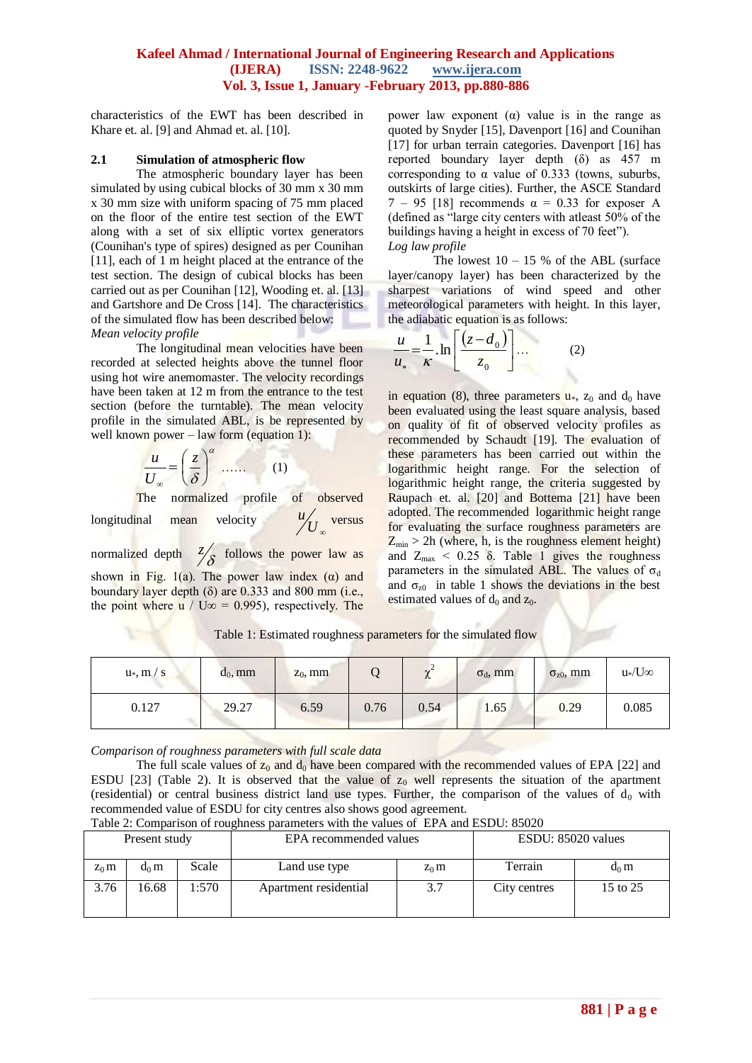characteristics of the EWT has been described in Khare et. al. [9] and Ahmad et. al. [10].

### 2.1 Simulation of atmospheric flow

The atmospheric boundary layer has been simulated by using cubical blocks of 30 mm x 30 mm x 30 mm size with uniform spacing of 75 mm placed on the floor of the entire test section of the EWT along with a set of six elliptic vortex generators (Counihan's type of spires) designed as per Counihan [11], each of 1 m height placed at the entrance of the test section. The design of cubical blocks has been carried out as per Counihan [12], Wooding et. al. [13] and Gartshore and De Cross [14]. The characteristics of the simulated flow has been described below:

*Mean velocity profile*

The longitudinal mean velocities have been recorded at selected heights above the tunnel floor using hot wire anemomaster. The velocity recordings have been taken at 12 m from the entrance to the test section (before the turntable). The mean velocity profile in the simulated ABL, is be represented by well known power – law form (equation 1):

$$\frac{u}{U_\infty} = \left(\frac{z}{\delta}\right)^\alpha \quad \ldots\ldots \quad (1)$$

The normalized profile of observed longitudinal mean velocity $u/U_\infty$ versus normalized depth $z/\delta$ follows the power law as shown in Fig. 1(a). The power law index ($\alpha$) and boundary layer depth ($\delta$) are 0.333 and 800 mm (i.e., the point where u / U∞ = 0.995), respectively. The power law exponent ($\alpha$) value is in the range as quoted by Snyder [15], Davenport [16] and Counihan [17] for urban terrain categories. Davenport [16] has reported boundary layer depth ($\delta$) as 457 m corresponding to $\alpha$ value of 0.333 (towns, suburbs, outskirts of large cities). Further, the ASCE Standard 7 – 95 [18] recommends $\alpha$ = 0.33 for exposer A (defined as "large city centers with atleast 50% of the buildings having a height in excess of 70 feet").

*Log law profile*

The lowest 10 – 15 % of the ABL (surface layer/canopy layer) has been characterized by the sharpest variations of wind speed and other meteorological parameters with height. In this layer, the adiabatic equation is as follows:

$$\frac{u}{u_*} = \frac{1}{\kappa}.\ln\left[\frac{(z-d_0)}{z_0}\right] \ldots \quad (2)$$

in equation (8), three parameters $u_*$, $z_0$ and $d_0$ have been evaluated using the least square analysis, based on quality of fit of observed velocity profiles as recommended by Schaudt [19]. The evaluation of these parameters has been carried out within the logarithmic height range. For the selection of logarithmic height range, the criteria suggested by Raupach et. al. [20] and Bottema [21] have been adopted. The recommended logarithmic height range for evaluating the surface roughness parameters are $Z_{min} > 2h$ (where, h, is the roughness element height) and $Z_{max} < 0.25\ \delta$. Table 1 gives the roughness parameters in the simulated ABL. The values of $\sigma_d$ and $\sigma_{z0}$ in table 1 shows the deviations in the best estimated values of $d_0$ and $z_0$.

Table 1: Estimated roughness parameters for the simulated flow

| $u_*$, m / s | $d_0$, mm | $z_0$, mm | Q | $\chi^2$ | $\sigma_d$, mm | $\sigma_{z0}$, mm | $u_*/U_\infty$ |
|---|---|---|---|---|---|---|---|
| 0.127 | 29.27 | 6.59 | 0.76 | 0.54 | 1.65 | 0.29 | 0.085 |

*Comparison of roughness parameters with full scale data*

The full scale values of $z_0$ and $d_0$ have been compared with the recommended values of EPA [22] and ESDU [23] (Table 2). It is observed that the value of $z_0$ well represents the situation of the apartment (residential) or central business district land use types. Further, the comparison of the values of $d_0$ with recommended value of ESDU for city centres also shows good agreement.

Table 2: Comparison of roughness parameters with the values of EPA and ESDU: 85020

| Present study | | | EPA recommended values | | ESDU: 85020 values | |
|---|---|---|---|---|---|---|
| $z_0$ m | $d_0$ m | Scale | Land use type | $z_0$ m | Terrain | $d_0$ m |
| 3.76 | 16.68 | 1:570 | Apartment residential | 3.7 | City centres | 15 to 25 |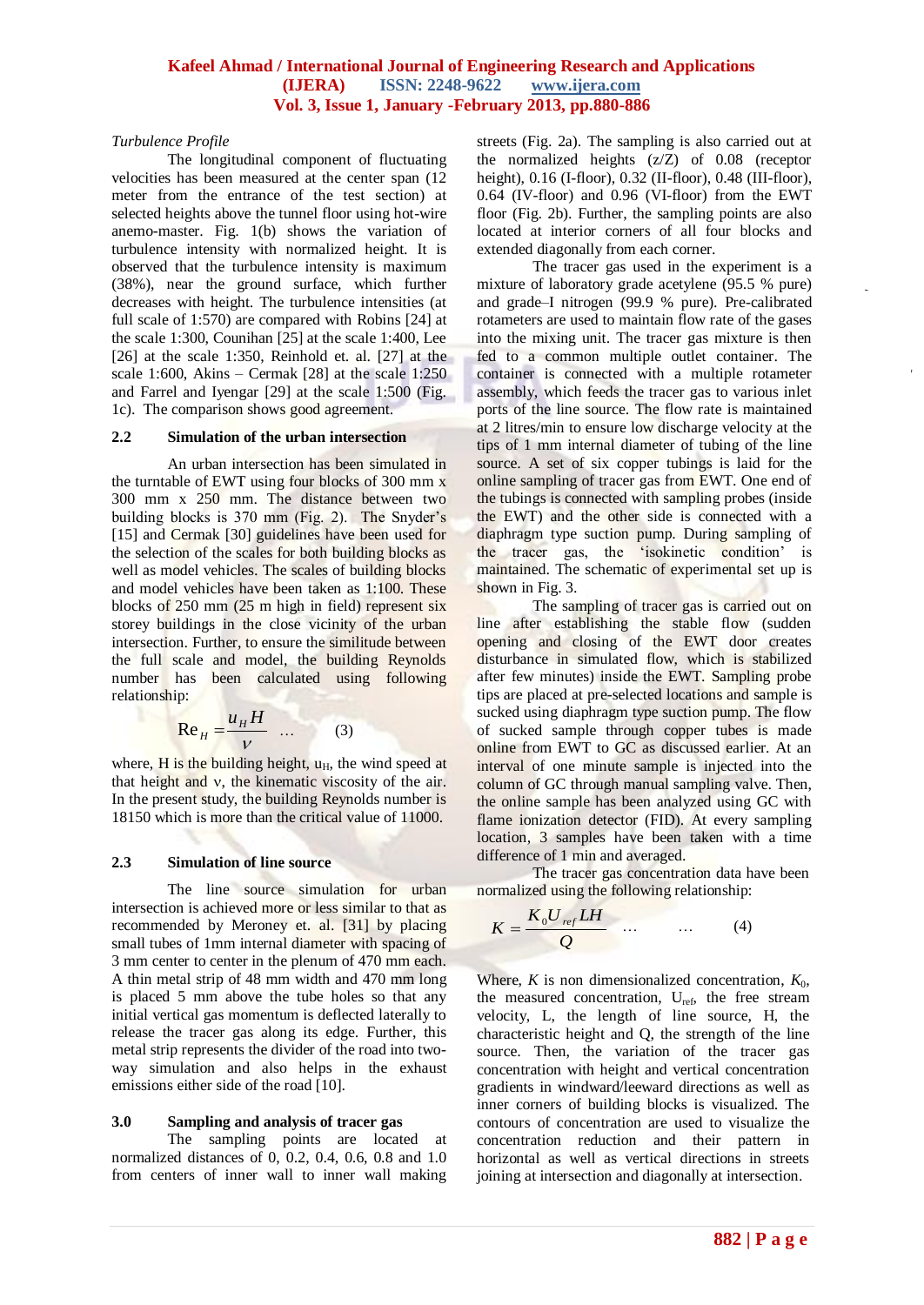*Turbulence Profile*

The longitudinal component of fluctuating velocities has been measured at the center span (12 meter from the entrance of the test section) at selected heights above the tunnel floor using hot-wire anemo-master. Fig. 1(b) shows the variation of turbulence intensity with normalized height. It is observed that the turbulence intensity is maximum (38%), near the ground surface, which further decreases with height. The turbulence intensities (at full scale of 1:570) are compared with Robins [24] at the scale 1:300, Counihan [25] at the scale 1:400, Lee [26] at the scale 1:350, Reinhold et. al. [27] at the scale 1:600, Akins – Cermak [28] at the scale 1:250 and Farrel and Iyengar [29] at the scale 1:500 (Fig. 1c). The comparison shows good agreement.

## 2.2 Simulation of the urban intersection

An urban intersection has been simulated in the turntable of EWT using four blocks of 300 mm x 300 mm x 250 mm. The distance between two building blocks is 370 mm (Fig. 2). The Snyder's [15] and Cermak [30] guidelines have been used for the selection of the scales for both building blocks as well as model vehicles. The scales of building blocks and model vehicles have been taken as 1:100. These blocks of 250 mm (25 m high in field) represent six storey buildings in the close vicinity of the urban intersection. Further, to ensure the similitude between the full scale and model, the building Reynolds number has been calculated using following relationship:

$$\mathrm{Re}_H = \frac{u_H H}{\nu} \quad \ldots \qquad (3)$$

where, H is the building height, $u_H$, the wind speed at that height and ν, the kinematic viscosity of the air. In the present study, the building Reynolds number is 18150 which is more than the critical value of 11000.

## 2.3 Simulation of line source

The line source simulation for urban intersection is achieved more or less similar to that as recommended by Meroney et. al. [31] by placing small tubes of 1mm internal diameter with spacing of 3 mm center to center in the plenum of 470 mm each. A thin metal strip of 48 mm width and 470 mm long is placed 5 mm above the tube holes so that any initial vertical gas momentum is deflected laterally to release the tracer gas along its edge. Further, this metal strip represents the divider of the road into two-way simulation and also helps in the exhaust emissions either side of the road [10].

# 3.0 Sampling and analysis of tracer gas

The sampling points are located at normalized distances of 0, 0.2, 0.4, 0.6, 0.8 and 1.0 from centers of inner wall to inner wall making streets (Fig. 2a). The sampling is also carried out at the normalized heights (z/Z) of 0.08 (receptor height), 0.16 (I-floor), 0.32 (II-floor), 0.48 (III-floor), 0.64 (IV-floor) and 0.96 (VI-floor) from the EWT floor (Fig. 2b). Further, the sampling points are also located at interior corners of all four blocks and extended diagonally from each corner.

The tracer gas used in the experiment is a mixture of laboratory grade acetylene (95.5 % pure) and grade–I nitrogen (99.9 % pure). Pre-calibrated rotameters are used to maintain flow rate of the gases into the mixing unit. The tracer gas mixture is then fed to a common multiple outlet container. The container is connected with a multiple rotameter assembly, which feeds the tracer gas to various inlet ports of the line source. The flow rate is maintained at 2 litres/min to ensure low discharge velocity at the tips of 1 mm internal diameter of tubing of the line source. A set of six copper tubings is laid for the online sampling of tracer gas from EWT. One end of the tubings is connected with sampling probes (inside the EWT) and the other side is connected with a diaphragm type suction pump. During sampling of the tracer gas, the 'isokinetic condition' is maintained. The schematic of experimental set up is shown in Fig. 3.

The sampling of tracer gas is carried out on line after establishing the stable flow (sudden opening and closing of the EWT door creates disturbance in simulated flow, which is stabilized after few minutes) inside the EWT. Sampling probe tips are placed at pre-selected locations and sample is sucked using diaphragm type suction pump. The flow of sucked sample through copper tubes is made online from EWT to GC as discussed earlier. At an interval of one minute sample is injected into the column of GC through manual sampling valve. Then, the online sample has been analyzed using GC with flame ionization detector (FID). At every sampling location, 3 samples have been taken with a time difference of 1 min and averaged.

The tracer gas concentration data have been normalized using the following relationship:

$$K = \frac{K_0 U_{ref} LH}{Q} \quad \ldots \qquad \ldots \qquad (4)$$

Where, $K$ is non dimensionalized concentration, $K_0$, the measured concentration, $U_{ref}$, the free stream velocity, L, the length of line source, H, the characteristic height and Q, the strength of the line source. Then, the variation of the tracer gas concentration with height and vertical concentration gradients in windward/leeward directions as well as inner corners of building blocks is visualized. The contours of concentration are used to visualize the concentration reduction and their pattern in horizontal as well as vertical directions in streets joining at intersection and diagonally at intersection.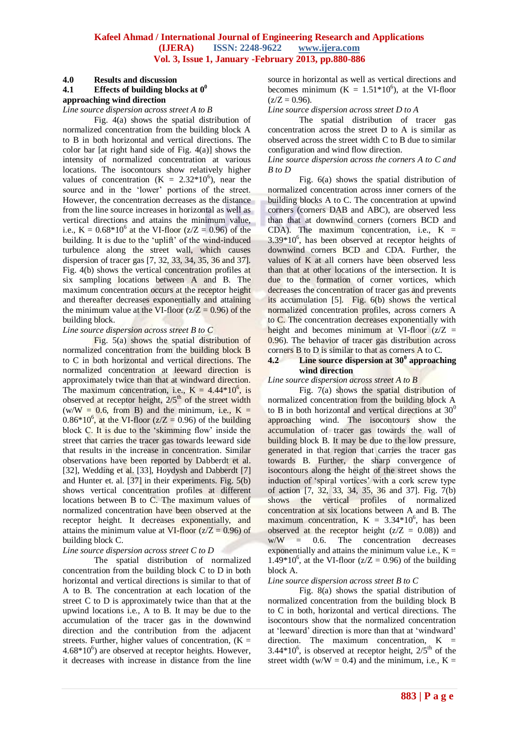## 4.0 Results and discussion

### 4.1 Effects of building blocks at $0^0$ approaching wind direction

*Line source dispersion across street A to B*

Fig. 4(a) shows the spatial distribution of normalized concentration from the building block A to B in both horizontal and vertical directions. The color bar [at right hand side of Fig. 4(a)] shows the intensity of normalized concentration at various locations. The isocontours show relatively higher values of concentration ($K = 2.32*10^6$), near the source and in the 'lower' portions of the street. However, the concentration decreases as the distance from the line source increases in horizontal as well as vertical directions and attains the minimum value, i.e., $K = 0.68*10^6$ at the VI-floor ($z/Z = 0.96$) of the building. It is due to the 'uplift' of the wind-induced turbulence along the street wall, which causes dispersion of tracer gas [7, 32, 33, 34, 35, 36 and 37]. Fig. 4(b) shows the vertical concentration profiles at six sampling locations between A and B. The maximum concentration occurs at the receptor height and thereafter decreases exponentially and attaining the minimum value at the VI-floor ($z/Z = 0.96$) of the building block.

*Line source dispersion across street B to C*

Fig. 5(a) shows the spatial distribution of normalized concentration from the building block B to C in both horizontal and vertical directions. The normalized concentration at leeward direction is approximately twice than that at windward direction. The maximum concentration, i.e., $K = 4.44*10^6$, is observed at receptor height, $2/5^{th}$ of the street width ($w/W = 0.6$, from B) and the minimum, i.e., $K = 0.86*10^6$, at the VI-floor ($z/Z = 0.96$) of the building block C. It is due to the 'skimming flow' inside the street that carries the tracer gas towards leeward side that results in the increase in concentration. Similar observations have been reported by Dabberdt et al. [32], Wedding et al. [33], Hoydysh and Dabberdt [7] and Hunter et. al. [37] in their experiments. Fig. 5(b) shows vertical concentration profiles at different locations between B to C. The maximum values of normalized concentration have been observed at the receptor height. It decreases exponentially, and attains the minimum value at VI-floor ($z/Z = 0.96$) of building block C.

*Line source dispersion across street C to D*

The spatial distribution of normalized concentration from the building block C to D in both horizontal and vertical directions is similar to that of A to B. The concentration at each location of the street C to D is approximately twice than that at the upwind locations i.e., A to B. It may be due to the accumulation of the tracer gas in the downwind direction and the contribution from the adjacent streets. Further, higher values of concentration, ($K = 4.68*10^6$) are observed at receptor heights. However, it decreases with increase in distance from the line source in horizontal as well as vertical directions and becomes minimum ($K = 1.51*10^6$), at the VI-floor ($z/Z = 0.96$).

*Line source dispersion across street D to A*

The spatial distribution of tracer gas concentration across the street D to A is similar as observed across the street width C to B due to similar configuration and wind flow direction.

*Line source dispersion across the corners A to C and B to D*

Fig. 6(a) shows the spatial distribution of normalized concentration across inner corners of the building blocks A to C. The concentration at upwind corners (corners DAB and ABC), are observed less than that at downwind corners (corners BCD and CDA). The maximum concentration, i.e., $K = 3.39*10^6$, has been observed at receptor heights of downwind corners BCD and CDA. Further, the values of K at all corners have been observed less than that at other locations of the intersection. It is due to the formation of corner vortices, which decreases the concentration of tracer gas and prevents its accumulation [5]. Fig. 6(b) shows the vertical normalized concentration profiles, across corners A to C. The concentration decreases exponentially with height and becomes minimum at VI-floor ($z/Z = 0.96$). The behavior of tracer gas distribution across corners B to D is similar to that as corners A to C.

### 4.2 Line source dispersion at $30^0$ approaching wind direction

*Line source dispersion across street A to B*

Fig. 7(a) shows the spatial distribution of normalized concentration from the building block A to B in both horizontal and vertical directions at $30^0$ approaching wind. The isocontours show the accumulation of tracer gas towards the wall of building block B. It may be due to the low pressure, generated in that region that carries the tracer gas towards B. Further, the sharp convergence of isocontours along the height of the street shows the induction of 'spiral vortices' with a cork screw type of action [7, 32, 33, 34, 35, 36 and 37]. Fig. 7(b) shows the vertical profiles of normalized concentration at six locations between A and B. The maximum concentration, $K = 3.34*10^6$, has been observed at the receptor height ($z/Z = 0.08$)) and $w/W = 0.6$. The concentration decreases exponentially and attains the minimum value i.e., $K = 1.49*10^6$, at the VI-floor ($z/Z = 0.96$) of the building block A.

*Line source dispersion across street B to C*

Fig. 8(a) shows the spatial distribution of normalized concentration from the building block B to C in both, horizontal and vertical directions. The isocontours show that the normalized concentration at 'leeward' direction is more than that at 'windward' direction. The maximum concentration, $K = 3.44*10^6$, is observed at receptor height, $2/5^{th}$ of the street width ($w/W = 0.4$) and the minimum, i.e., K =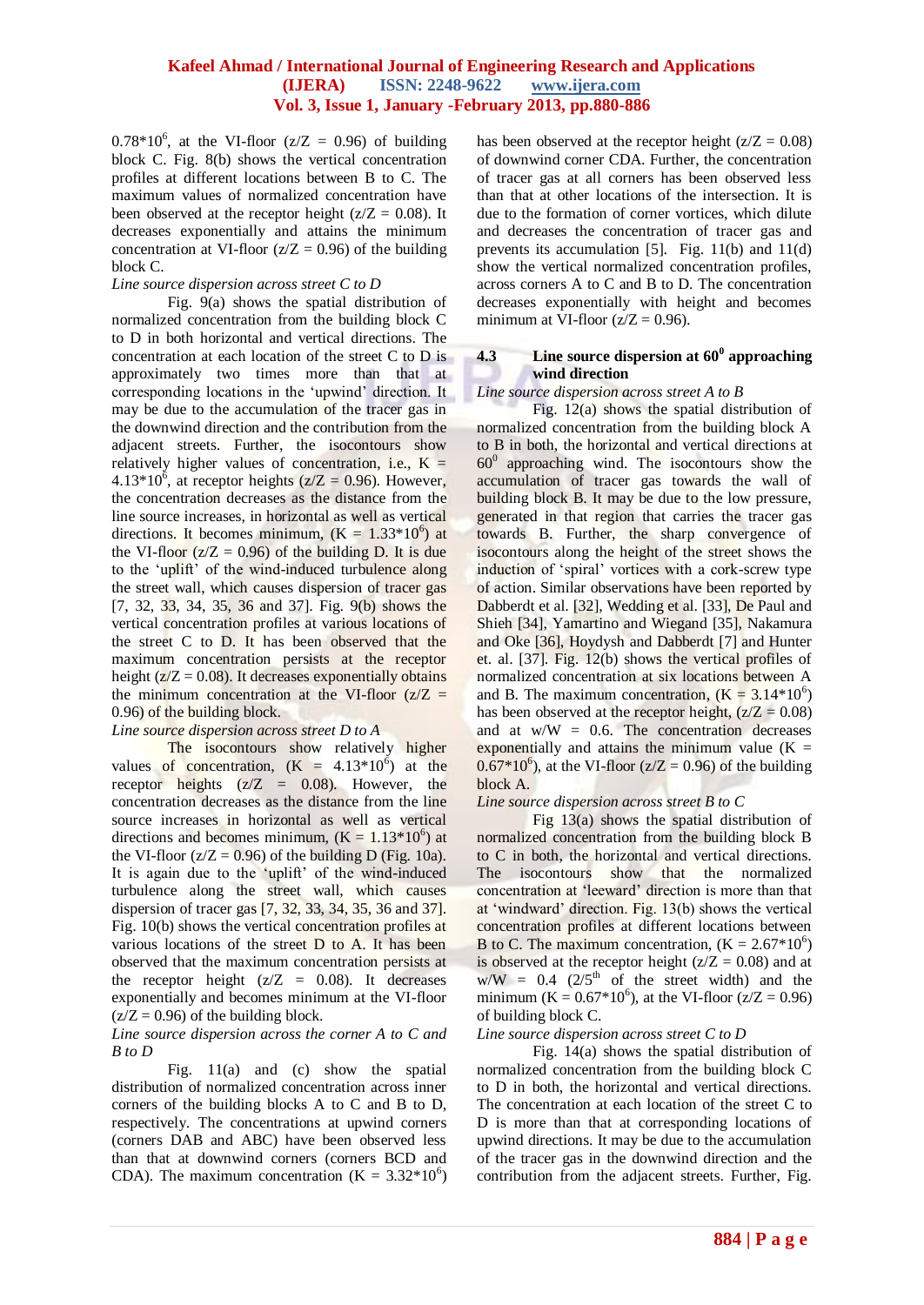$0.78*10^6$, at the VI-floor ($z/Z = 0.96$) of building block C. Fig. 8(b) shows the vertical concentration profiles at different locations between B to C. The maximum values of normalized concentration have been observed at the receptor height ($z/Z = 0.08$). It decreases exponentially and attains the minimum concentration at VI-floor ($z/Z = 0.96$) of the building block C.

*Line source dispersion across street C to D*

Fig. 9(a) shows the spatial distribution of normalized concentration from the building block C to D in both horizontal and vertical directions. The concentration at each location of the street C to D is approximately two times more than that at corresponding locations in the 'upwind' direction. It may be due to the accumulation of the tracer gas in the downwind direction and the contribution from the adjacent streets. Further, the isocontours show relatively higher values of concentration, i.e., $K = 4.13*10^6$, at receptor heights ($z/Z = 0.96$). However, the concentration decreases as the distance from the line source increases, in horizontal as well as vertical directions. It becomes minimum, ($K = 1.33*10^6$) at the VI-floor ($z/Z = 0.96$) of the building D. It is due to the 'uplift' of the wind-induced turbulence along the street wall, which causes dispersion of tracer gas [7, 32, 33, 34, 35, 36 and 37]. Fig. 9(b) shows the vertical concentration profiles at various locations of the street C to D. It has been observed that the maximum concentration persists at the receptor height ($z/Z = 0.08$). It decreases exponentially obtains the minimum concentration at the VI-floor ($z/Z = 0.96$) of the building block.

*Line source dispersion across street D to A*

The isocontours show relatively higher values of concentration, ($K = 4.13*10^6$) at the receptor heights ($z/Z = 0.08$). However, the concentration decreases as the distance from the line source increases in horizontal as well as vertical directions and becomes minimum, ($K = 1.13*10^6$) at the VI-floor ($z/Z = 0.96$) of the building D (Fig. 10a). It is again due to the 'uplift' of the wind-induced turbulence along the street wall, which causes dispersion of tracer gas [7, 32, 33, 34, 35, 36 and 37]. Fig. 10(b) shows the vertical concentration profiles at various locations of the street D to A. It has been observed that the maximum concentration persists at the receptor height ($z/Z = 0.08$). It decreases exponentially and becomes minimum at the VI-floor ($z/Z = 0.96$) of the building block.

*Line source dispersion across the corner A to C and B to D*

Fig. 11(a) and (c) show the spatial distribution of normalized concentration across inner corners of the building blocks A to C and B to D, respectively. The concentrations at upwind corners (corners DAB and ABC) have been observed less than that at downwind corners (corners BCD and CDA). The maximum concentration ($K = 3.32*10^6$) has been observed at the receptor height ($z/Z = 0.08$) of downwind corner CDA. Further, the concentration of tracer gas at all corners has been observed less than that at other locations of the intersection. It is due to the formation of corner vortices, which dilute and decreases the concentration of tracer gas and prevents its accumulation [5]. Fig. 11(b) and 11(d) show the vertical normalized concentration profiles, across corners A to C and B to D. The concentration decreases exponentially with height and becomes minimum at VI-floor ($z/Z = 0.96$).

### 4.3 Line source dispersion at $60^0$ approaching wind direction

*Line source dispersion across street A to B*

Fig. 12(a) shows the spatial distribution of normalized concentration from the building block A to B in both, the horizontal and vertical directions at $60^0$ approaching wind. The isocontours show the accumulation of tracer gas towards the wall of building block B. It may be due to the low pressure, generated in that region that carries the tracer gas towards B. Further, the sharp convergence of isocontours along the height of the street shows the induction of 'spiral' vortices with a cork-screw type of action. Similar observations have been reported by Dabberdt et al. [32], Wedding et al. [33], De Paul and Shieh [34], Yamartino and Wiegand [35], Nakamura and Oke [36], Hoydysh and Dabberdt [7] and Hunter et. al. [37]. Fig. 12(b) shows the vertical profiles of normalized concentration at six locations between A and B. The maximum concentration, ($K = 3.14*10^6$) has been observed at the receptor height, ($z/Z = 0.08$) and at $w/W = 0.6$. The concentration decreases exponentially and attains the minimum value ($K = 0.67*10^6$), at the VI-floor ($z/Z = 0.96$) of the building block A.

*Line source dispersion across street B to C*

Fig 13(a) shows the spatial distribution of normalized concentration from the building block B to C in both, the horizontal and vertical directions. The isocontours show that the normalized concentration at 'leeward' direction is more than that at 'windward' direction. Fig. 13(b) shows the vertical concentration profiles at different locations between B to C. The maximum concentration, ($K = 2.67*10^6$) is observed at the receptor height ($z/Z = 0.08$) and at $w/W = 0.4$ ($2/5^{th}$ of the street width) and the minimum ($K = 0.67*10^6$), at the VI-floor ($z/Z = 0.96$) of building block C.

*Line source dispersion across street C to D*

Fig. 14(a) shows the spatial distribution of normalized concentration from the building block C to D in both, the horizontal and vertical directions. The concentration at each location of the street C to D is more than that at corresponding locations of upwind directions. It may be due to the accumulation of the tracer gas in the downwind direction and the contribution from the adjacent streets. Further, Fig.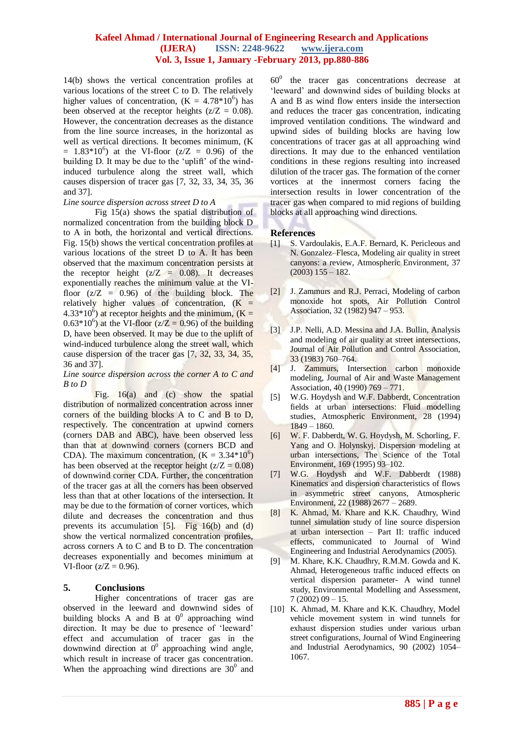14(b) shows the vertical concentration profiles at various locations of the street C to D. The relatively higher values of concentration, ($K = 4.78*10^6$) has been observed at the receptor heights ($z/Z = 0.08$). However, the concentration decreases as the distance from the line source increases, in the horizontal as well as vertical directions. It becomes minimum, ($K = 1.83*10^6$) at the VI-floor ($z/Z = 0.96$) of the building D. It may be due to the 'uplift' of the wind-induced turbulence along the street wall, which causes dispersion of tracer gas [7, 32, 33, 34, 35, 36 and 37].

*Line source dispersion across street D to A*

Fig 15(a) shows the spatial distribution of normalized concentration from the building block D to A in both, the horizontal and vertical directions. Fig. 15(b) shows the vertical concentration profiles at various locations of the street D to A. It has been observed that the maximum concentration persists at the receptor height ($z/Z = 0.08$). It decreases exponentially reaches the minimum value at the VI-floor ($z/Z = 0.96$) of the building block. The relatively higher values of concentration, ($K = 4.33*10^6$) at receptor heights and the minimum, ($K = 0.63*10^6$) at the VI-floor ($z/Z = 0.96$) of the building D, have been observed. It may be due to the uplift of wind-induced turbulence along the street wall, which cause dispersion of the tracer gas [7, 32, 33, 34, 35, 36 and 37].

*Line source dispersion across the corner A to C and B to D*

Fig. 16(a) and (c) show the spatial distribution of normalized concentration across inner corners of the building blocks A to C and B to D, respectively. The concentration at upwind corners (corners DAB and ABC), have been observed less than that at downwind corners (corners BCD and CDA). The maximum concentration, ($K = 3.34*10^6$) has been observed at the receptor height ($z/Z = 0.08$) of downwind corner CDA. Further, the concentration of the tracer gas at all the corners has been observed less than that at other locations of the intersection. It may be due to the formation of corner vortices, which dilute and decreases the concentration and thus prevents its accumulation [5]. Fig 16(b) and (d) show the vertical normalized concentration profiles, across corners A to C and B to D. The concentration decreases exponentially and becomes minimum at VI-floor ($z/Z = 0.96$).

## 5. Conclusions

Higher concentrations of tracer gas are observed in the leeward and downwind sides of building blocks A and B at $0^0$ approaching wind direction. It may be due to presence of 'leeward' effect and accumulation of tracer gas in the downwind direction at $0^0$ approaching wind angle, which result in increase of tracer gas concentration. When the approaching wind directions are $30^0$ and $60^0$ the tracer gas concentrations decrease at 'leeward' and downwind sides of building blocks at A and B as wind flow enters inside the intersection and reduces the tracer gas concentration, indicating improved ventilation conditions. The windward and upwind sides of building blocks are having low concentrations of tracer gas at all approaching wind directions. It may due to the enhanced ventilation conditions in these regions resulting into increased dilution of the tracer gas. The formation of the corner vortices at the innermost corners facing the intersection results in lower concentration of the tracer gas when compared to mid regions of building blocks at all approaching wind directions.

## References

[1] S. Vardoulakis, E.A.F. Bernard, K. Pericleous and N. Gonzalez–Flesca, Modeling air quality in street canyons: a review, Atmospheric Environment, 37 (2003) 155 – 182.

[2] J. Zammurs and R.J. Perraci, Modeling of carbon monoxide hot spots, Air Pollution Control Association, 32 (1982) 947 – 953.

[3] J.P. Nelli, A.D. Messina and J.A. Bullin, Analysis and modeling of air quality at street intersections, Journal of Air Pollution and Control Association, 33 (1983) 760–764.

[4] J. Zammurs, Intersection carbon monoxide modeling, Journal of Air and Waste Management Association, 40 (1990) 769 – 771.

[5] W.G. Hoydysh and W.F. Dabberdt, Concentration fields at urban intersections: Fluid modelling studies, Atmospheric Environment, 28 (1994) 1849 – 1860.

[6] W. F. Dabberdt, W. G. Hoydysh, M. Schorling, F. Yang and O. Holynskyj, Dispersion modeling at urban intersections, The Science of the Total Environment, 169 (1995) 93–102.

[7] W.G. Hoydysh and W.F. Dabberdt (1988) Kinematics and dispersion characteristics of flows in asymmetric street canyons, Atmospheric Environment, 22 (1988) 2677 – 2689.

[8] K. Ahmad, M. Khare and K.K. Chaudhry, Wind tunnel simulation study of line source dispersion at urban intersection – Part II: traffic induced effects, communicated to Journal of Wind Engineering and Industrial Aerodynamics (2005).

[9] M. Khare, K.K. Chaudhry, R.M.M. Gowda and K. Ahmad, Heterogeneous traffic induced effects on vertical dispersion parameter- A wind tunnel study, Environmental Modelling and Assessment, 7 (2002) 09 – 15.

[10] K. Ahmad, M. Khare and K.K. Chaudhry, Model vehicle movement system in wind tunnels for exhaust dispersion studies under various urban street configurations, Journal of Wind Engineering and Industrial Aerodynamics, 90 (2002) 1054–1067.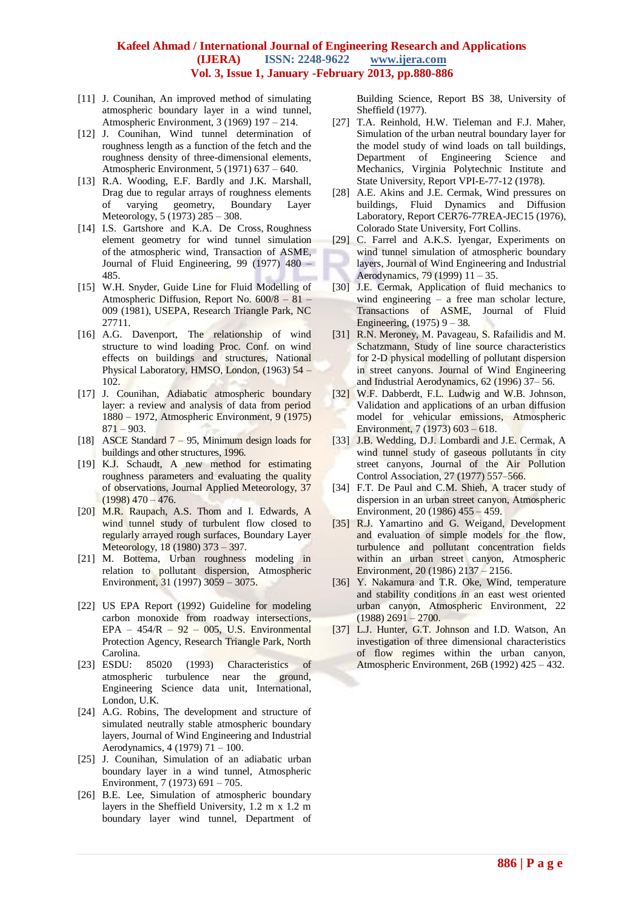[11] J. Counihan, An improved method of simulating atmospheric boundary layer in a wind tunnel, Atmospheric Environment, 3 (1969) 197 – 214.

[12] J. Counihan, Wind tunnel determination of roughness length as a function of the fetch and the roughness density of three-dimensional elements, Atmospheric Environment, 5 (1971) 637 – 640.

[13] R.A. Wooding, E.F. Bardly and J.K. Marshall, Drag due to regular arrays of roughness elements of varying geometry, Boundary Layer Meteorology, 5 (1973) 285 – 308.

[14] I.S. Gartshore and K.A. De Cross, Roughness element geometry for wind tunnel simulation of the atmospheric wind, Transaction of ASME, Journal of Fluid Engineering, 99 (1977) 480 – 485.

[15] W.H. Snyder, Guide Line for Fluid Modelling of Atmospheric Diffusion, Report No. 600/8 – 81 – 009 (1981), USEPA, Research Triangle Park, NC 27711.

[16] A.G. Davenport, The relationship of wind structure to wind loading Proc. Conf. on wind effects on buildings and structures, National Physical Laboratory, HMSO, London, (1963) 54 – 102.

[17] J. Counihan, Adiabatic atmospheric boundary layer: a review and analysis of data from period 1880 – 1972, Atmospheric Environment, 9 (1975) 871 – 903.

[18] ASCE Standard 7 – 95, Minimum design loads for buildings and other structures, 1996.

[19] K.J. Schaudt, A new method for estimating roughness parameters and evaluating the quality of observations, Journal Applied Meteorology, 37 (1998) 470 – 476.

[20] M.R. Raupach, A.S. Thom and I. Edwards, A wind tunnel study of turbulent flow closed to regularly arrayed rough surfaces, Boundary Layer Meteorology, 18 (1980) 373 – 397.

[21] M. Bottema, Urban roughness modeling in relation to pollutant dispersion, Atmospheric Environment, 31 (1997) 3059 – 3075.

[22] US EPA Report (1992) Guideline for modeling carbon monoxide from roadway intersections, EPA – 454/R – 92 – 005, U.S. Environmental Protection Agency, Research Triangle Park, North Carolina.

[23] ESDU: 85020 (1993) Characteristics of atmospheric turbulence near the ground, Engineering Science data unit, International, London, U.K.

[24] A.G. Robins, The development and structure of simulated neutrally stable atmospheric boundary layers, Journal of Wind Engineering and Industrial Aerodynamics, 4 (1979) 71 – 100.

[25] J. Counihan, Simulation of an adiabatic urban boundary layer in a wind tunnel, Atmospheric Environment, 7 (1973) 691 – 705.

[26] B.E. Lee, Simulation of atmospheric boundary layers in the Sheffield University, 1.2 m x 1.2 m boundary layer wind tunnel, Department of Building Science, Report BS 38, University of Sheffield (1977).

[27] T.A. Reinhold, H.W. Tieleman and F.J. Maher, Simulation of the urban neutral boundary layer for the model study of wind loads on tall buildings, Department of Engineering Science and Mechanics, Virginia Polytechnic Institute and State University, Report VPI-E-77-12 (1978).

[28] A.E. Akins and J.E. Cermak, Wind pressures on buildings, Fluid Dynamics and Diffusion Laboratory, Report CER76-77REA-JEC15 (1976), Colorado State University, Fort Collins.

[29] C. Farrel and A.K.S. Iyengar, Experiments on wind tunnel simulation of atmospheric boundary layers, Journal of Wind Engineering and Industrial Aerodynamics, 79 (1999) 11 – 35.

[30] J.E. Cermak, Application of fluid mechanics to wind engineering – a free man scholar lecture, Transactions of ASME, Journal of Fluid Engineering, (1975) 9 – 38.

[31] R.N. Meroney, M. Pavageau, S. Rafailidis and M. Schatzmann, Study of line source characteristics for 2-D physical modelling of pollutant dispersion in street canyons. Journal of Wind Engineering and Industrial Aerodynamics, 62 (1996) 37– 56.

[32] W.F. Dabberdt, F.L. Ludwig and W.B. Johnson, Validation and applications of an urban diffusion model for vehicular emissions, Atmospheric Environment, 7 (1973) 603 – 618.

[33] J.B. Wedding, D.J. Lombardi and J.E. Cermak, A wind tunnel study of gaseous pollutants in city street canyons, Journal of the Air Pollution Control Association, 27 (1977) 557–566.

[34] F.T. De Paul and C.M. Shieh, A tracer study of dispersion in an urban street canyon, Atmospheric Environment, 20 (1986) 455 – 459.

[35] R.J. Yamartino and G. Weigand, Development and evaluation of simple models for the flow, turbulence and pollutant concentration fields within an urban street canyon, Atmospheric Environment, 20 (1986) 2137 – 2156.

[36] Y. Nakamura and T.R. Oke, Wind, temperature and stability conditions in an east west oriented urban canyon, Atmospheric Environment, 22 (1988) 2691 – 2700.

[37] L.J. Hunter, G.T. Johnson and I.D. Watson, An investigation of three dimensional characteristics of flow regimes within the urban canyon, Atmospheric Environment, 26B (1992) 425 – 432.